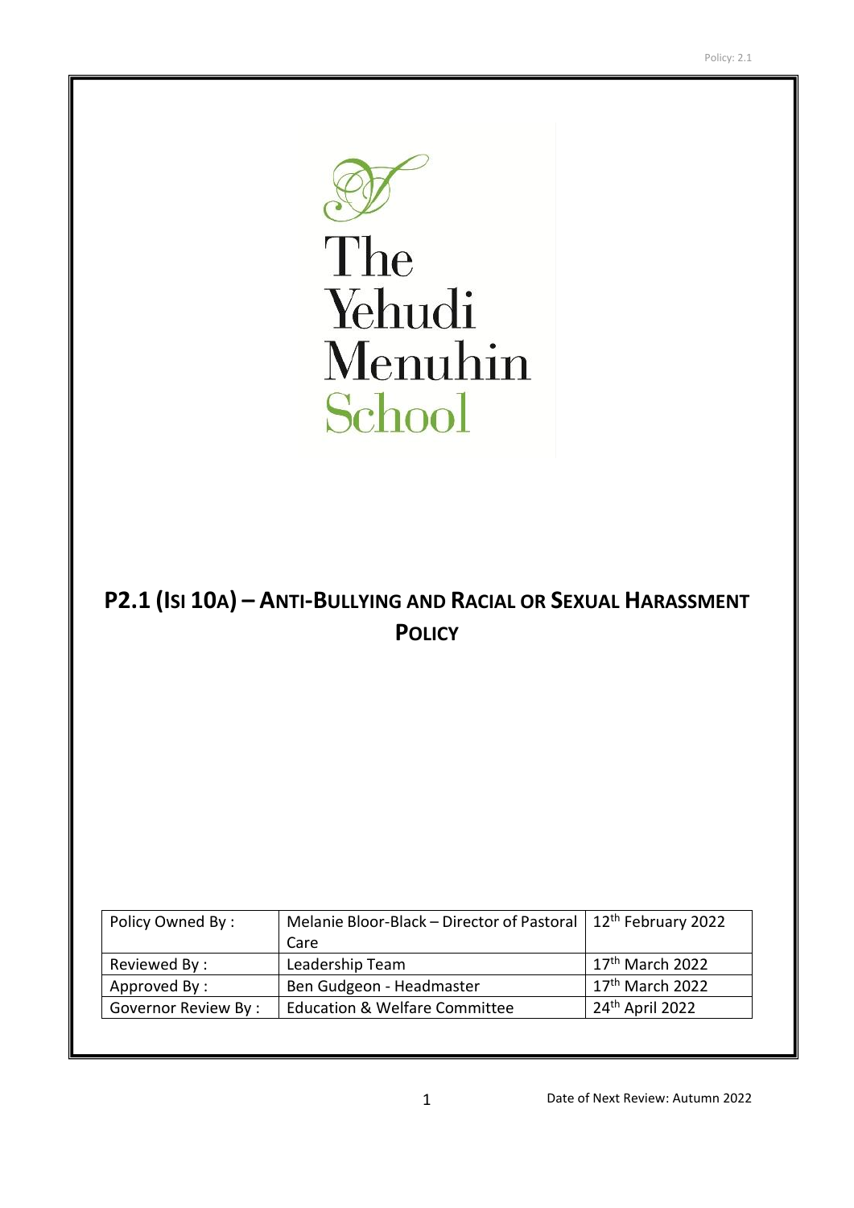The Yehudi Menuhin School

# P2.1 (ISI 10A) – ANTI-BULLYING AND RACIAL OR SEXUAL HARASSMENT POLICY

| | | |
|---|---|---|
| Policy Owned By : | Melanie Bloor-Black – Director of Pastoral Care | 12th February 2022 |
| Reviewed By : | Leadership Team | 17th March 2022 |
| Approved By : | Ben Gudgeon - Headmaster | 17th March 2022 |
| Governor Review By : | Education & Welfare Committee | 24th April 2022 |

Date of Next Review: Autumn 2022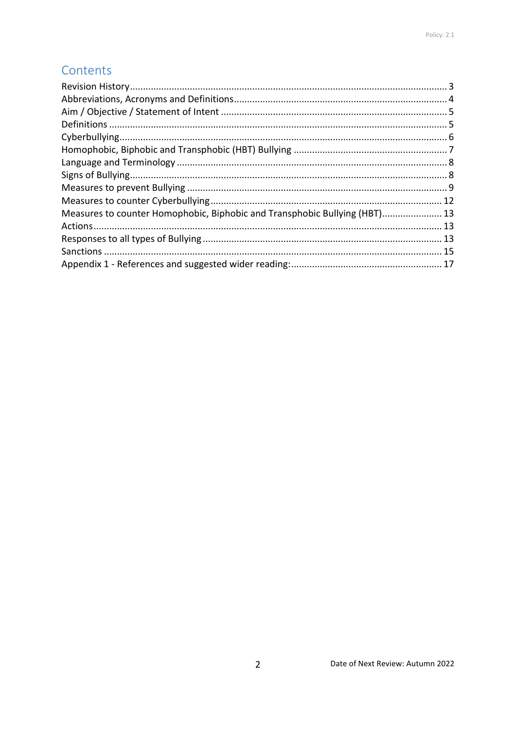## Contents

Revision History ........................................................................................................................ 3
Abbreviations, Acronyms and Definitions ................................................................................. 4
Aim / Objective / Statement of Intent ...................................................................................... 5
Definitions ................................................................................................................................ 5
Cyberbullying ............................................................................................................................ 6
Homophobic, Biphobic and Transphobic (HBT) Bullying ........................................................... 7
Language and Terminology ....................................................................................................... 8
Signs of Bullying ........................................................................................................................ 8
Measures to prevent Bullying ................................................................................................... 9
Measures to counter Cyberbullying ........................................................................................ 12
Measures to counter Homophobic, Biphobic and Transphobic Bullying (HBT) ....................... 13
Actions .................................................................................................................................... 13
Responses to all types of Bullying ........................................................................................... 13
Sanctions ................................................................................................................................ 15
Appendix 1 - References and suggested wider reading: .......................................................... 17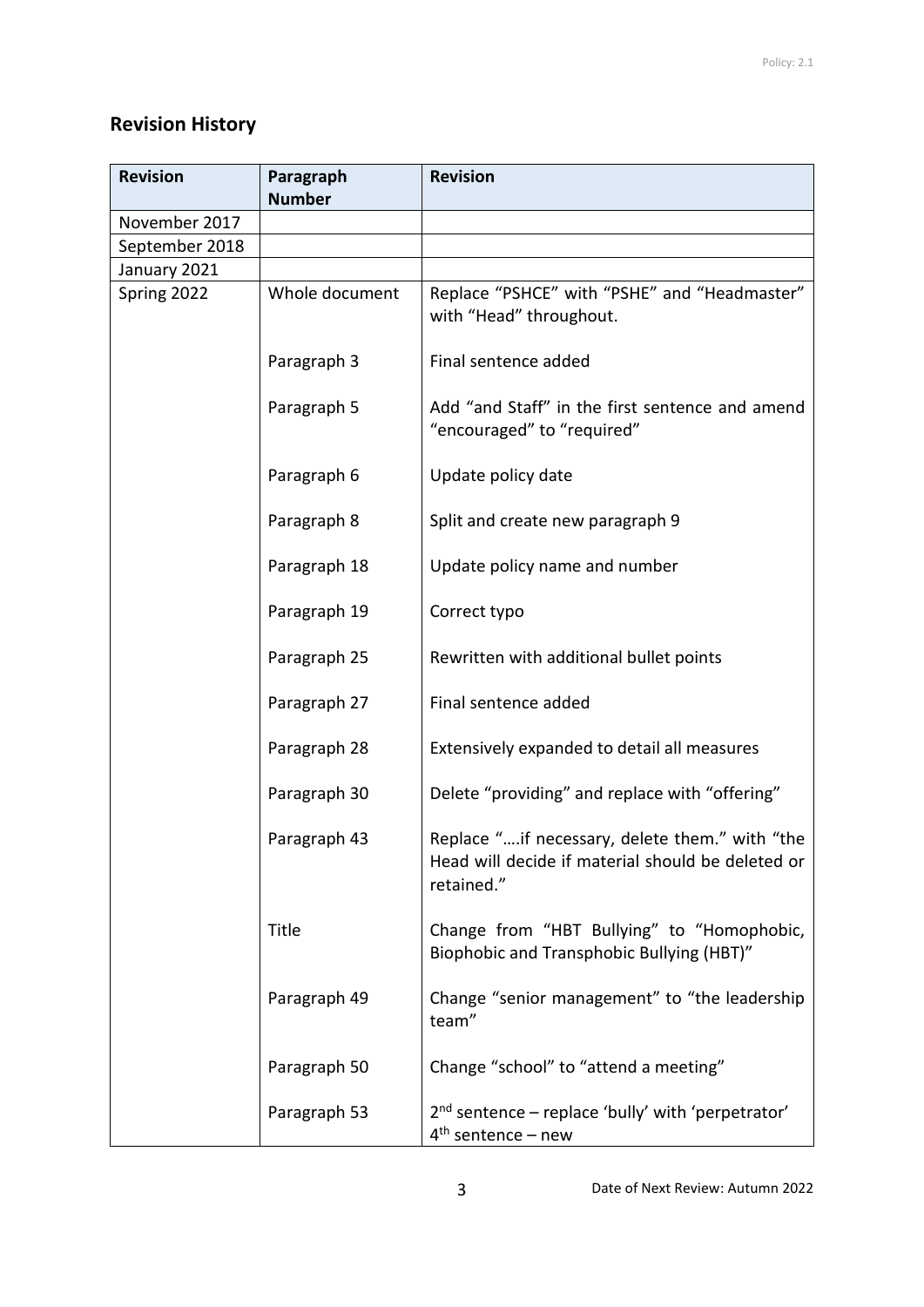## Revision History

| Revision | Paragraph Number | Revision |
|---|---|---|
| November 2017 | | |
| September 2018 | | |
| January 2021 | | |
| Spring 2022 | Whole document | Replace “PSHCE” with “PSHE” and “Headmaster” with “Head” throughout. |
| | Paragraph 3 | Final sentence added |
| | Paragraph 5 | Add “and Staff” in the first sentence and amend “encouraged” to “required” |
| | Paragraph 6 | Update policy date |
| | Paragraph 8 | Split and create new paragraph 9 |
| | Paragraph 18 | Update policy name and number |
| | Paragraph 19 | Correct typo |
| | Paragraph 25 | Rewritten with additional bullet points |
| | Paragraph 27 | Final sentence added |
| | Paragraph 28 | Extensively expanded to detail all measures |
| | Paragraph 30 | Delete “providing” and replace with “offering” |
| | Paragraph 43 | Replace “….if necessary, delete them.” with “the Head will decide if material should be deleted or retained.” |
| | Title | Change from “HBT Bullying” to “Homophobic, Biophobic and Transphobic Bullying (HBT)” |
| | Paragraph 49 | Change “senior management” to “the leadership team” |
| | Paragraph 50 | Change “school” to “attend a meeting” |
| | Paragraph 53 | 2nd sentence – replace ‘bully’ with ‘perpetrator’ 4th sentence – new |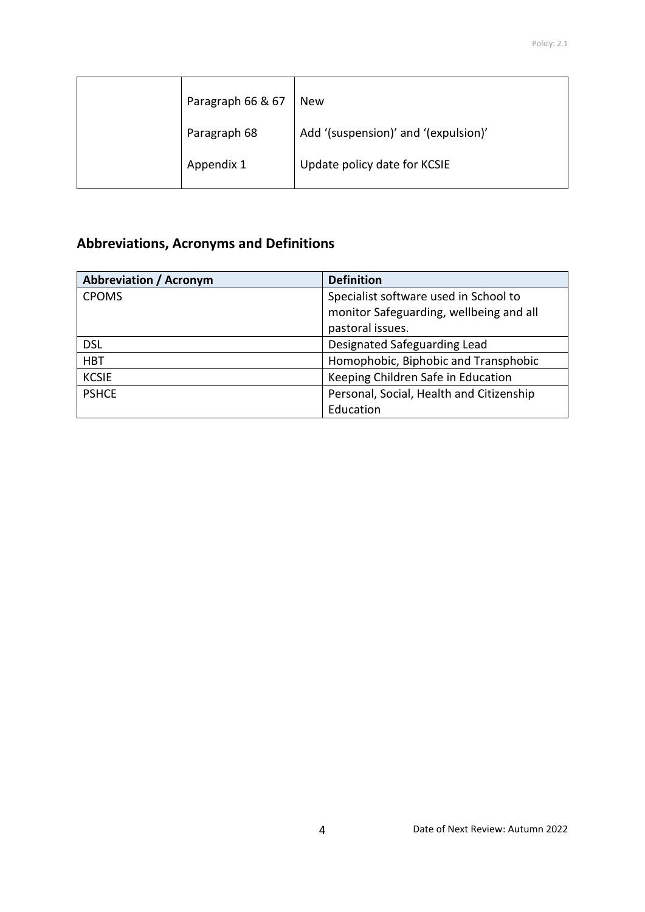| | | |
|---|---|---|
| | Paragraph 66 & 67 | New |
| | Paragraph 68 | Add '(suspension)' and '(expulsion)' |
| | Appendix 1 | Update policy date for KCSIE |

## Abbreviations, Acronyms and Definitions

| Abbreviation / Acronym | Definition |
|---|---|
| CPOMS | Specialist software used in School to monitor Safeguarding, wellbeing and all pastoral issues. |
| DSL | Designated Safeguarding Lead |
| HBT | Homophobic, Biphobic and Transphobic |
| KCSIE | Keeping Children Safe in Education |
| PSHCE | Personal, Social, Health and Citizenship Education |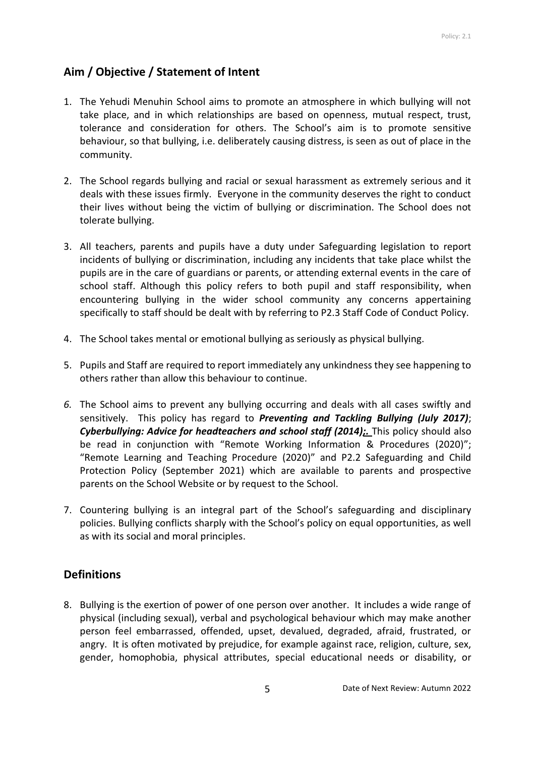## Aim / Objective / Statement of Intent

1. The Yehudi Menuhin School aims to promote an atmosphere in which bullying will not take place, and in which relationships are based on openness, mutual respect, trust, tolerance and consideration for others. The School's aim is to promote sensitive behaviour, so that bullying, i.e. deliberately causing distress, is seen as out of place in the community.

2. The School regards bullying and racial or sexual harassment as extremely serious and it deals with these issues firmly. Everyone in the community deserves the right to conduct their lives without being the victim of bullying or discrimination. The School does not tolerate bullying.

3. All teachers, parents and pupils have a duty under Safeguarding legislation to report incidents of bullying or discrimination, including any incidents that take place whilst the pupils are in the care of guardians or parents, or attending external events in the care of school staff. Although this policy refers to both pupil and staff responsibility, when encountering bullying in the wider school community any concerns appertaining specifically to staff should be dealt with by referring to P2.3 Staff Code of Conduct Policy.

4. The School takes mental or emotional bullying as seriously as physical bullying.

5. Pupils and Staff are required to report immediately any unkindness they see happening to others rather than allow this behaviour to continue.

6. The School aims to prevent any bullying occurring and deals with all cases swiftly and sensitively. This policy has regard to ***Preventing and Tackling Bullying (July 2017)***; ***Cyberbullying: Advice for headteachers and school staff (2014);.*** This policy should also be read in conjunction with "Remote Working Information & Procedures (2020)"; "Remote Learning and Teaching Procedure (2020)" and P2.2 Safeguarding and Child Protection Policy (September 2021) which are available to parents and prospective parents on the School Website or by request to the School.

7. Countering bullying is an integral part of the School's safeguarding and disciplinary policies. Bullying conflicts sharply with the School's policy on equal opportunities, as well as with its social and moral principles.

## Definitions

8. Bullying is the exertion of power of one person over another. It includes a wide range of physical (including sexual), verbal and psychological behaviour which may make another person feel embarrassed, offended, upset, devalued, degraded, afraid, frustrated, or angry. It is often motivated by prejudice, for example against race, religion, culture, sex, gender, homophobia, physical attributes, special educational needs or disability, or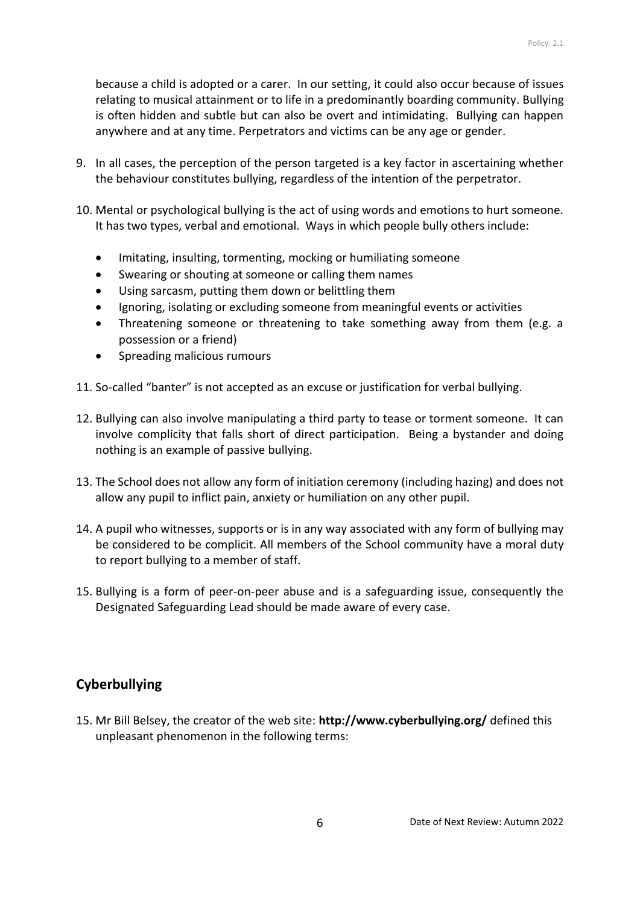because a child is adopted or a carer. In our setting, it could also occur because of issues relating to musical attainment or to life in a predominantly boarding community. Bullying is often hidden and subtle but can also be overt and intimidating. Bullying can happen anywhere and at any time. Perpetrators and victims can be any age or gender.

9. In all cases, the perception of the person targeted is a key factor in ascertaining whether the behaviour constitutes bullying, regardless of the intention of the perpetrator.

10. Mental or psychological bullying is the act of using words and emotions to hurt someone. It has two types, verbal and emotional. Ways in which people bully others include:

    - Imitating, insulting, tormenting, mocking or humiliating someone
    - Swearing or shouting at someone or calling them names
    - Using sarcasm, putting them down or belittling them
    - Ignoring, isolating or excluding someone from meaningful events or activities
    - Threatening someone or threatening to take something away from them (e.g. a possession or a friend)
    - Spreading malicious rumours

11. So-called "banter" is not accepted as an excuse or justification for verbal bullying.

12. Bullying can also involve manipulating a third party to tease or torment someone. It can involve complicity that falls short of direct participation. Being a bystander and doing nothing is an example of passive bullying.

13. The School does not allow any form of initiation ceremony (including hazing) and does not allow any pupil to inflict pain, anxiety or humiliation on any other pupil.

14. A pupil who witnesses, supports or is in any way associated with any form of bullying may be considered to be complicit. All members of the School community have a moral duty to report bullying to a member of staff.

15. Bullying is a form of peer-on-peer abuse and is a safeguarding issue, consequently the Designated Safeguarding Lead should be made aware of every case.

## Cyberbullying

15. Mr Bill Belsey, the creator of the web site: **http://www.cyberbullying.org/** defined this unpleasant phenomenon in the following terms: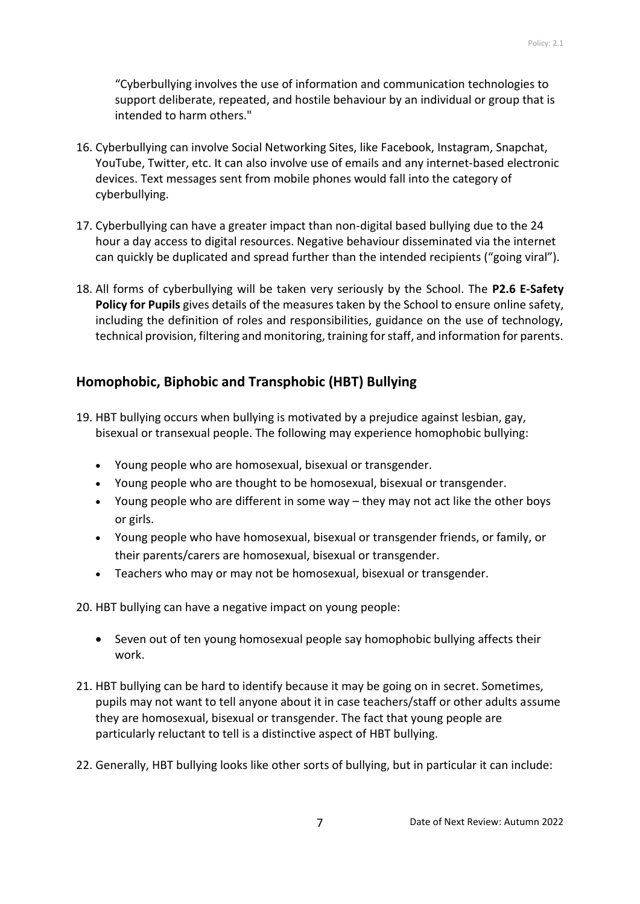"Cyberbullying involves the use of information and communication technologies to support deliberate, repeated, and hostile behaviour by an individual or group that is intended to harm others."

16. Cyberbullying can involve Social Networking Sites, like Facebook, Instagram, Snapchat, YouTube, Twitter, etc. It can also involve use of emails and any internet-based electronic devices. Text messages sent from mobile phones would fall into the category of cyberbullying.

17. Cyberbullying can have a greater impact than non-digital based bullying due to the 24 hour a day access to digital resources. Negative behaviour disseminated via the internet can quickly be duplicated and spread further than the intended recipients ("going viral").

18. All forms of cyberbullying will be taken very seriously by the School. The **P2.6 E-Safety Policy for Pupils** gives details of the measures taken by the School to ensure online safety, including the definition of roles and responsibilities, guidance on the use of technology, technical provision, filtering and monitoring, training for staff, and information for parents.

## Homophobic, Biphobic and Transphobic (HBT) Bullying

19. HBT bullying occurs when bullying is motivated by a prejudice against lesbian, gay, bisexual or transexual people. The following may experience homophobic bullying:

    - Young people who are homosexual, bisexual or transgender.
    - Young people who are thought to be homosexual, bisexual or transgender.
    - Young people who are different in some way – they may not act like the other boys or girls.
    - Young people who have homosexual, bisexual or transgender friends, or family, or their parents/carers are homosexual, bisexual or transgender.
    - Teachers who may or may not be homosexual, bisexual or transgender.

20. HBT bullying can have a negative impact on young people:

    - Seven out of ten young homosexual people say homophobic bullying affects their work.

21. HBT bullying can be hard to identify because it may be going on in secret. Sometimes, pupils may not want to tell anyone about it in case teachers/staff or other adults assume they are homosexual, bisexual or transgender. The fact that young people are particularly reluctant to tell is a distinctive aspect of HBT bullying.

22. Generally, HBT bullying looks like other sorts of bullying, but in particular it can include: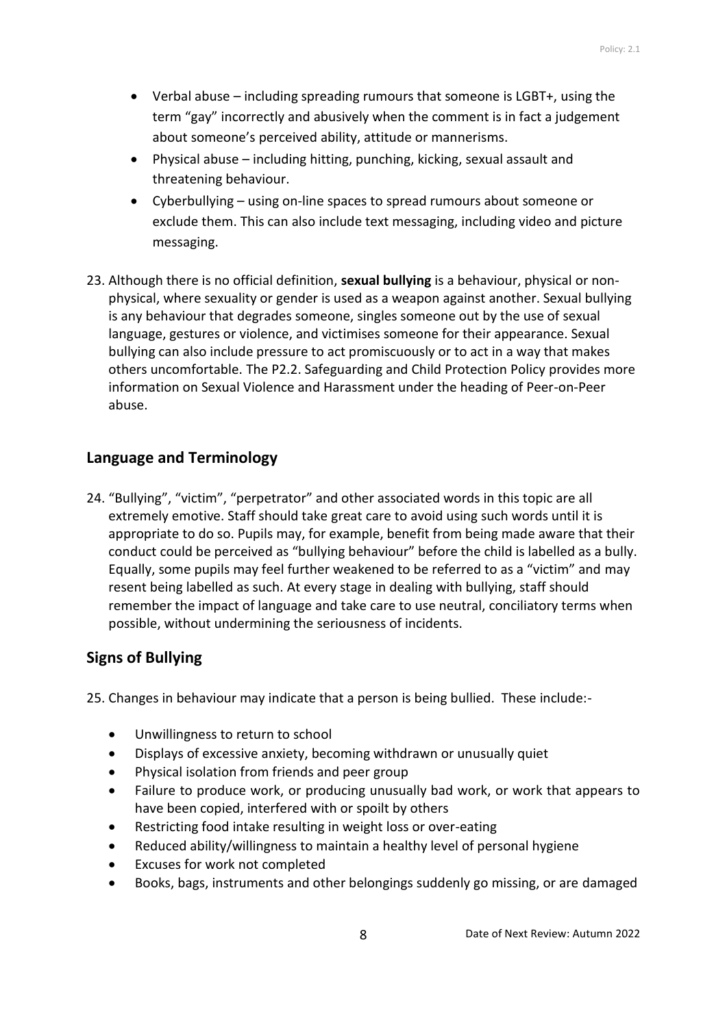- Verbal abuse – including spreading rumours that someone is LGBT+, using the term "gay" incorrectly and abusively when the comment is in fact a judgement about someone's perceived ability, attitude or mannerisms.
- Physical abuse – including hitting, punching, kicking, sexual assault and threatening behaviour.
- Cyberbullying – using on-line spaces to spread rumours about someone or exclude them. This can also include text messaging, including video and picture messaging.

23. Although there is no official definition, **sexual bullying** is a behaviour, physical or non-physical, where sexuality or gender is used as a weapon against another. Sexual bullying is any behaviour that degrades someone, singles someone out by the use of sexual language, gestures or violence, and victimises someone for their appearance. Sexual bullying can also include pressure to act promiscuously or to act in a way that makes others uncomfortable. The P2.2. Safeguarding and Child Protection Policy provides more information on Sexual Violence and Harassment under the heading of Peer-on-Peer abuse.

## Language and Terminology

24. "Bullying", "victim", "perpetrator" and other associated words in this topic are all extremely emotive. Staff should take great care to avoid using such words until it is appropriate to do so. Pupils may, for example, benefit from being made aware that their conduct could be perceived as "bullying behaviour" before the child is labelled as a bully. Equally, some pupils may feel further weakened to be referred to as a "victim" and may resent being labelled as such. At every stage in dealing with bullying, staff should remember the impact of language and take care to use neutral, conciliatory terms when possible, without undermining the seriousness of incidents.

## Signs of Bullying

25. Changes in behaviour may indicate that a person is being bullied. These include:-

- Unwillingness to return to school
- Displays of excessive anxiety, becoming withdrawn or unusually quiet
- Physical isolation from friends and peer group
- Failure to produce work, or producing unusually bad work, or work that appears to have been copied, interfered with or spoilt by others
- Restricting food intake resulting in weight loss or over-eating
- Reduced ability/willingness to maintain a healthy level of personal hygiene
- Excuses for work not completed
- Books, bags, instruments and other belongings suddenly go missing, or are damaged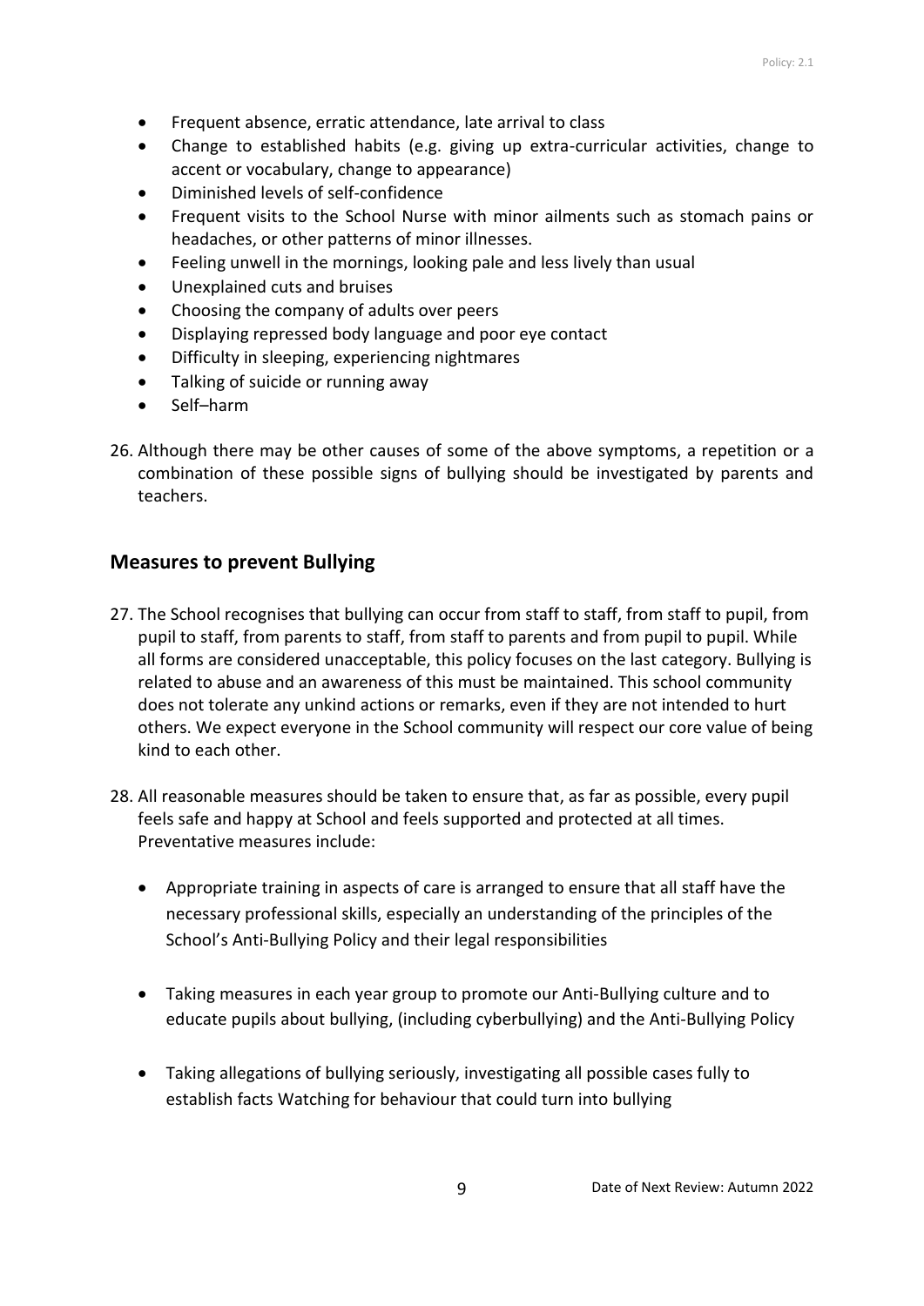- Frequent absence, erratic attendance, late arrival to class
- Change to established habits (e.g. giving up extra-curricular activities, change to accent or vocabulary, change to appearance)
- Diminished levels of self-confidence
- Frequent visits to the School Nurse with minor ailments such as stomach pains or headaches, or other patterns of minor illnesses.
- Feeling unwell in the mornings, looking pale and less lively than usual
- Unexplained cuts and bruises
- Choosing the company of adults over peers
- Displaying repressed body language and poor eye contact
- Difficulty in sleeping, experiencing nightmares
- Talking of suicide or running away
- Self–harm

26. Although there may be other causes of some of the above symptoms, a repetition or a combination of these possible signs of bullying should be investigated by parents and teachers.

## Measures to prevent Bullying

27. The School recognises that bullying can occur from staff to staff, from staff to pupil, from pupil to staff, from parents to staff, from staff to parents and from pupil to pupil. While all forms are considered unacceptable, this policy focuses on the last category. Bullying is related to abuse and an awareness of this must be maintained. This school community does not tolerate any unkind actions or remarks, even if they are not intended to hurt others. We expect everyone in the School community will respect our core value of being kind to each other.

28. All reasonable measures should be taken to ensure that, as far as possible, every pupil feels safe and happy at School and feels supported and protected at all times. Preventative measures include:

    - Appropriate training in aspects of care is arranged to ensure that all staff have the necessary professional skills, especially an understanding of the principles of the School's Anti-Bullying Policy and their legal responsibilities

    - Taking measures in each year group to promote our Anti-Bullying culture and to educate pupils about bullying, (including cyberbullying) and the Anti-Bullying Policy

    - Taking allegations of bullying seriously, investigating all possible cases fully to establish facts Watching for behaviour that could turn into bullying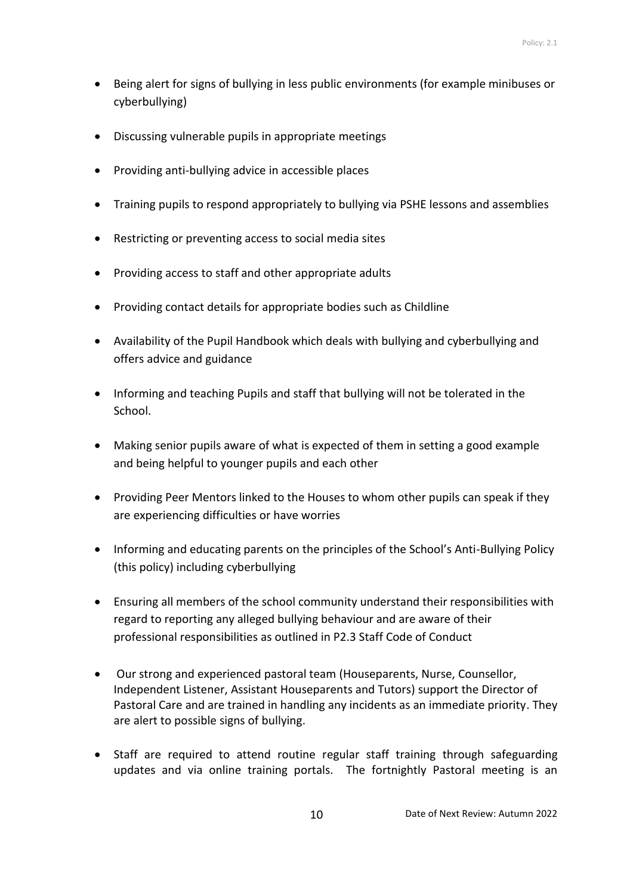- Being alert for signs of bullying in less public environments (for example minibuses or cyberbullying)
- Discussing vulnerable pupils in appropriate meetings
- Providing anti-bullying advice in accessible places
- Training pupils to respond appropriately to bullying via PSHE lessons and assemblies
- Restricting or preventing access to social media sites
- Providing access to staff and other appropriate adults
- Providing contact details for appropriate bodies such as Childline
- Availability of the Pupil Handbook which deals with bullying and cyberbullying and offers advice and guidance
- Informing and teaching Pupils and staff that bullying will not be tolerated in the School.
- Making senior pupils aware of what is expected of them in setting a good example and being helpful to younger pupils and each other
- Providing Peer Mentors linked to the Houses to whom other pupils can speak if they are experiencing difficulties or have worries
- Informing and educating parents on the principles of the School's Anti-Bullying Policy (this policy) including cyberbullying
- Ensuring all members of the school community understand their responsibilities with regard to reporting any alleged bullying behaviour and are aware of their professional responsibilities as outlined in P2.3 Staff Code of Conduct
- Our strong and experienced pastoral team (Houseparents, Nurse, Counsellor, Independent Listener, Assistant Houseparents and Tutors) support the Director of Pastoral Care and are trained in handling any incidents as an immediate priority. They are alert to possible signs of bullying.
- Staff are required to attend routine regular staff training through safeguarding updates and via online training portals. The fortnightly Pastoral meeting is an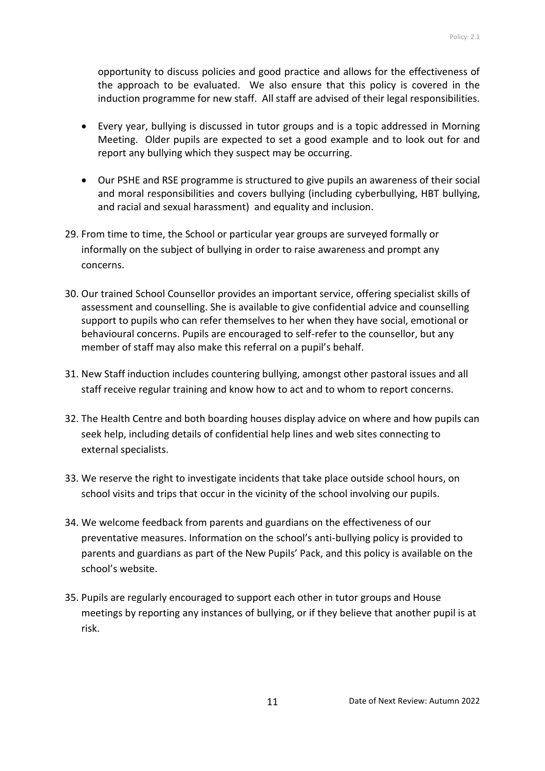opportunity to discuss policies and good practice and allows for the effectiveness of the approach to be evaluated. We also ensure that this policy is covered in the induction programme for new staff. All staff are advised of their legal responsibilities.

- Every year, bullying is discussed in tutor groups and is a topic addressed in Morning Meeting. Older pupils are expected to set a good example and to look out for and report any bullying which they suspect may be occurring.

- Our PSHE and RSE programme is structured to give pupils an awareness of their social and moral responsibilities and covers bullying (including cyberbullying, HBT bullying, and racial and sexual harassment) and equality and inclusion.

29. From time to time, the School or particular year groups are surveyed formally or informally on the subject of bullying in order to raise awareness and prompt any concerns.

30. Our trained School Counsellor provides an important service, offering specialist skills of assessment and counselling. She is available to give confidential advice and counselling support to pupils who can refer themselves to her when they have social, emotional or behavioural concerns. Pupils are encouraged to self-refer to the counsellor, but any member of staff may also make this referral on a pupil's behalf.

31. New Staff induction includes countering bullying, amongst other pastoral issues and all staff receive regular training and know how to act and to whom to report concerns.

32. The Health Centre and both boarding houses display advice on where and how pupils can seek help, including details of confidential help lines and web sites connecting to external specialists.

33. We reserve the right to investigate incidents that take place outside school hours, on school visits and trips that occur in the vicinity of the school involving our pupils.

34. We welcome feedback from parents and guardians on the effectiveness of our preventative measures. Information on the school's anti-bullying policy is provided to parents and guardians as part of the New Pupils' Pack, and this policy is available on the school's website.

35. Pupils are regularly encouraged to support each other in tutor groups and House meetings by reporting any instances of bullying, or if they believe that another pupil is at risk.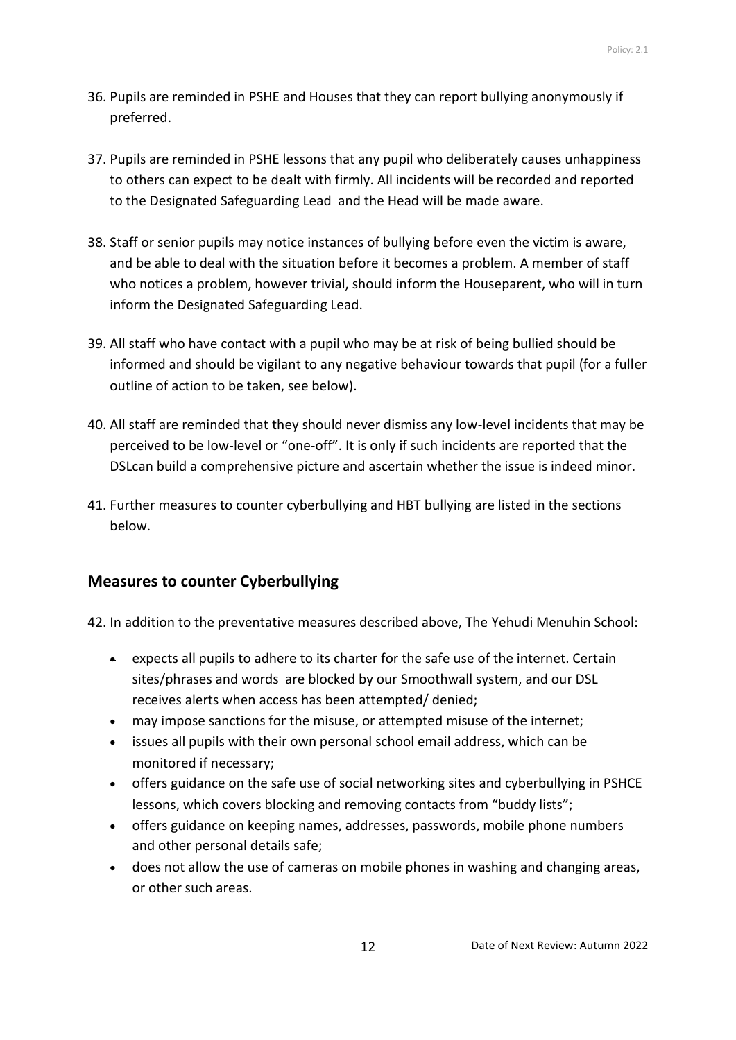36. Pupils are reminded in PSHE and Houses that they can report bullying anonymously if preferred.

37. Pupils are reminded in PSHE lessons that any pupil who deliberately causes unhappiness to others can expect to be dealt with firmly. All incidents will be recorded and reported to the Designated Safeguarding Lead and the Head will be made aware.

38. Staff or senior pupils may notice instances of bullying before even the victim is aware, and be able to deal with the situation before it becomes a problem. A member of staff who notices a problem, however trivial, should inform the Houseparent, who will in turn inform the Designated Safeguarding Lead.

39. All staff who have contact with a pupil who may be at risk of being bullied should be informed and should be vigilant to any negative behaviour towards that pupil (for a fuller outline of action to be taken, see below).

40. All staff are reminded that they should never dismiss any low-level incidents that may be perceived to be low-level or "one-off". It is only if such incidents are reported that the DSLcan build a comprehensive picture and ascertain whether the issue is indeed minor.

41. Further measures to counter cyberbullying and HBT bullying are listed in the sections below.

## Measures to counter Cyberbullying

42. In addition to the preventative measures described above, The Yehudi Menuhin School:

    - expects all pupils to adhere to its charter for the safe use of the internet. Certain sites/phrases and words are blocked by our Smoothwall system, and our DSL receives alerts when access has been attempted/ denied;
    - may impose sanctions for the misuse, or attempted misuse of the internet;
    - issues all pupils with their own personal school email address, which can be monitored if necessary;
    - offers guidance on the safe use of social networking sites and cyberbullying in PSHCE lessons, which covers blocking and removing contacts from "buddy lists";
    - offers guidance on keeping names, addresses, passwords, mobile phone numbers and other personal details safe;
    - does not allow the use of cameras on mobile phones in washing and changing areas, or other such areas.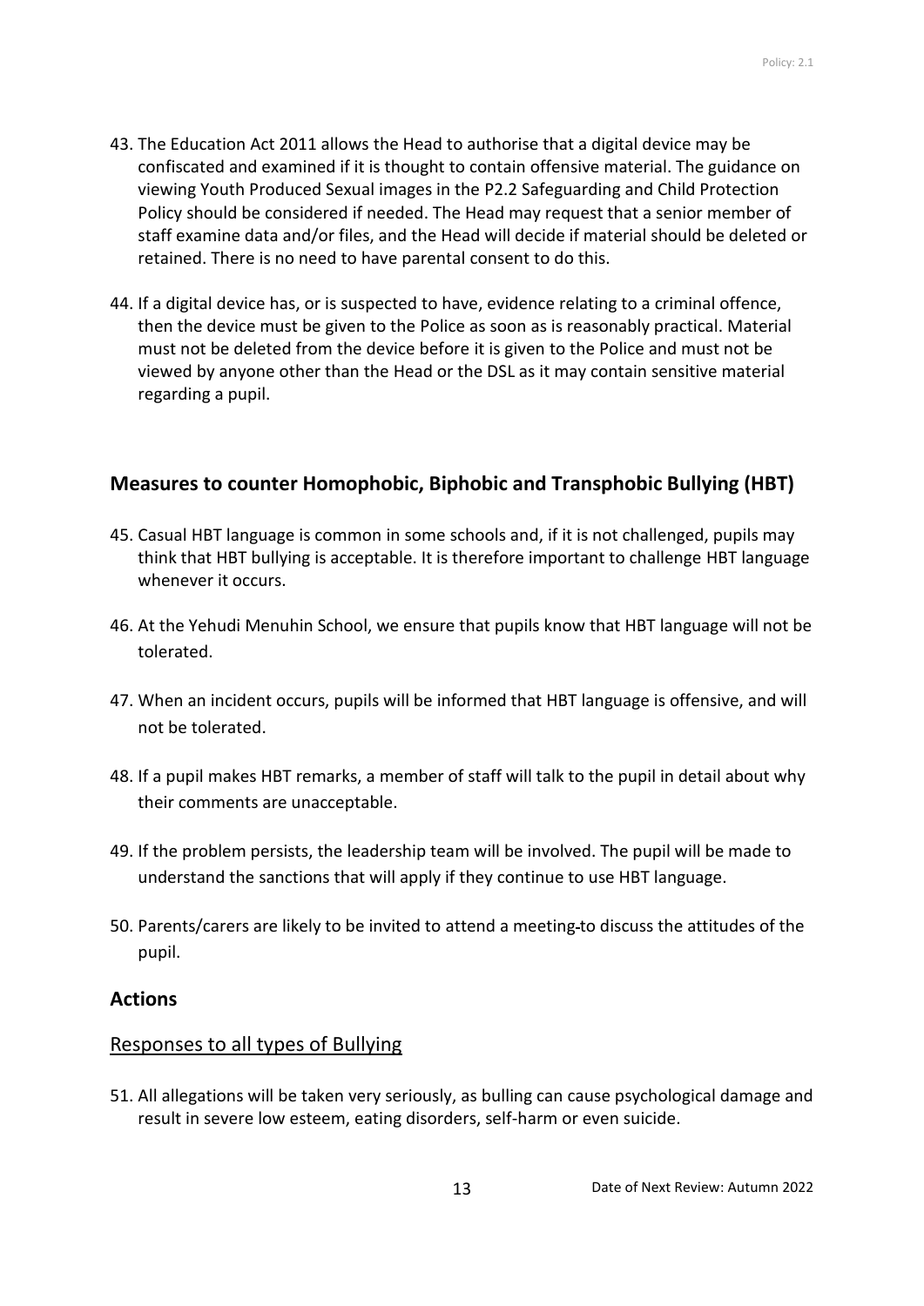43. The Education Act 2011 allows the Head to authorise that a digital device may be confiscated and examined if it is thought to contain offensive material. The guidance on viewing Youth Produced Sexual images in the P2.2 Safeguarding and Child Protection Policy should be considered if needed. The Head may request that a senior member of staff examine data and/or files, and the Head will decide if material should be deleted or retained. There is no need to have parental consent to do this.

44. If a digital device has, or is suspected to have, evidence relating to a criminal offence, then the device must be given to the Police as soon as is reasonably practical. Material must not be deleted from the device before it is given to the Police and must not be viewed by anyone other than the Head or the DSL as it may contain sensitive material regarding a pupil.

## Measures to counter Homophobic, Biphobic and Transphobic Bullying (HBT)

45. Casual HBT language is common in some schools and, if it is not challenged, pupils may think that HBT bullying is acceptable. It is therefore important to challenge HBT language whenever it occurs.

46. At the Yehudi Menuhin School, we ensure that pupils know that HBT language will not be tolerated.

47. When an incident occurs, pupils will be informed that HBT language is offensive, and will not be tolerated.

48. If a pupil makes HBT remarks, a member of staff will talk to the pupil in detail about why their comments are unacceptable.

49. If the problem persists, the leadership team will be involved. The pupil will be made to understand the sanctions that will apply if they continue to use HBT language.

50. Parents/carers are likely to be invited to attend a meeting to discuss the attitudes of the pupil.

## Actions

### Responses to all types of Bullying

51. All allegations will be taken very seriously, as bulling can cause psychological damage and result in severe low esteem, eating disorders, self-harm or even suicide.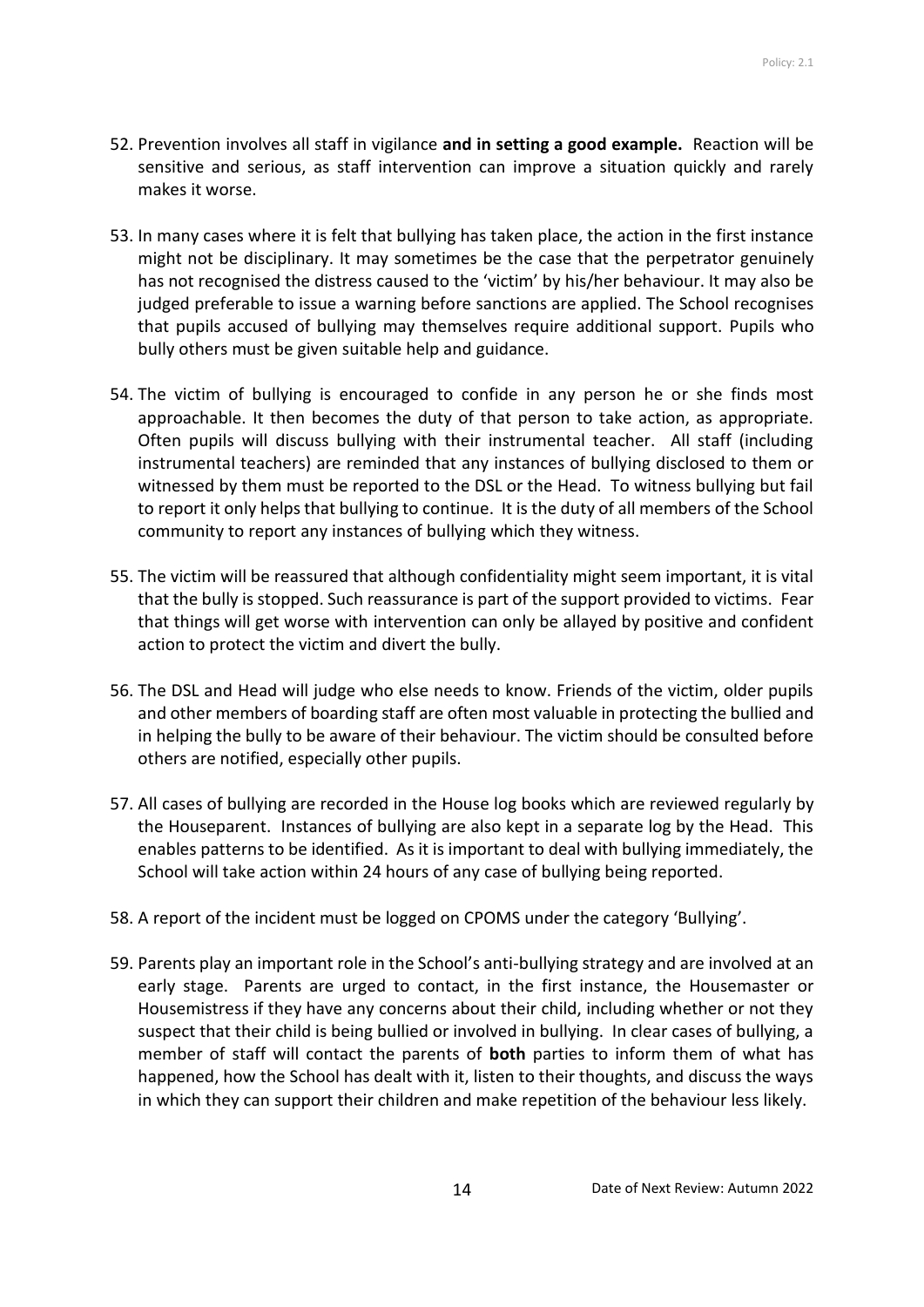52. Prevention involves all staff in vigilance **and in setting a good example.** Reaction will be sensitive and serious, as staff intervention can improve a situation quickly and rarely makes it worse.

53. In many cases where it is felt that bullying has taken place, the action in the first instance might not be disciplinary. It may sometimes be the case that the perpetrator genuinely has not recognised the distress caused to the 'victim' by his/her behaviour. It may also be judged preferable to issue a warning before sanctions are applied. The School recognises that pupils accused of bullying may themselves require additional support. Pupils who bully others must be given suitable help and guidance.

54. The victim of bullying is encouraged to confide in any person he or she finds most approachable. It then becomes the duty of that person to take action, as appropriate. Often pupils will discuss bullying with their instrumental teacher. All staff (including instrumental teachers) are reminded that any instances of bullying disclosed to them or witnessed by them must be reported to the DSL or the Head. To witness bullying but fail to report it only helps that bullying to continue. It is the duty of all members of the School community to report any instances of bullying which they witness.

55. The victim will be reassured that although confidentiality might seem important, it is vital that the bully is stopped. Such reassurance is part of the support provided to victims. Fear that things will get worse with intervention can only be allayed by positive and confident action to protect the victim and divert the bully.

56. The DSL and Head will judge who else needs to know. Friends of the victim, older pupils and other members of boarding staff are often most valuable in protecting the bullied and in helping the bully to be aware of their behaviour. The victim should be consulted before others are notified, especially other pupils.

57. All cases of bullying are recorded in the House log books which are reviewed regularly by the Houseparent. Instances of bullying are also kept in a separate log by the Head. This enables patterns to be identified. As it is important to deal with bullying immediately, the School will take action within 24 hours of any case of bullying being reported.

58. A report of the incident must be logged on CPOMS under the category 'Bullying'.

59. Parents play an important role in the School's anti-bullying strategy and are involved at an early stage. Parents are urged to contact, in the first instance, the Housemaster or Housemistress if they have any concerns about their child, including whether or not they suspect that their child is being bullied or involved in bullying. In clear cases of bullying, a member of staff will contact the parents of **both** parties to inform them of what has happened, how the School has dealt with it, listen to their thoughts, and discuss the ways in which they can support their children and make repetition of the behaviour less likely.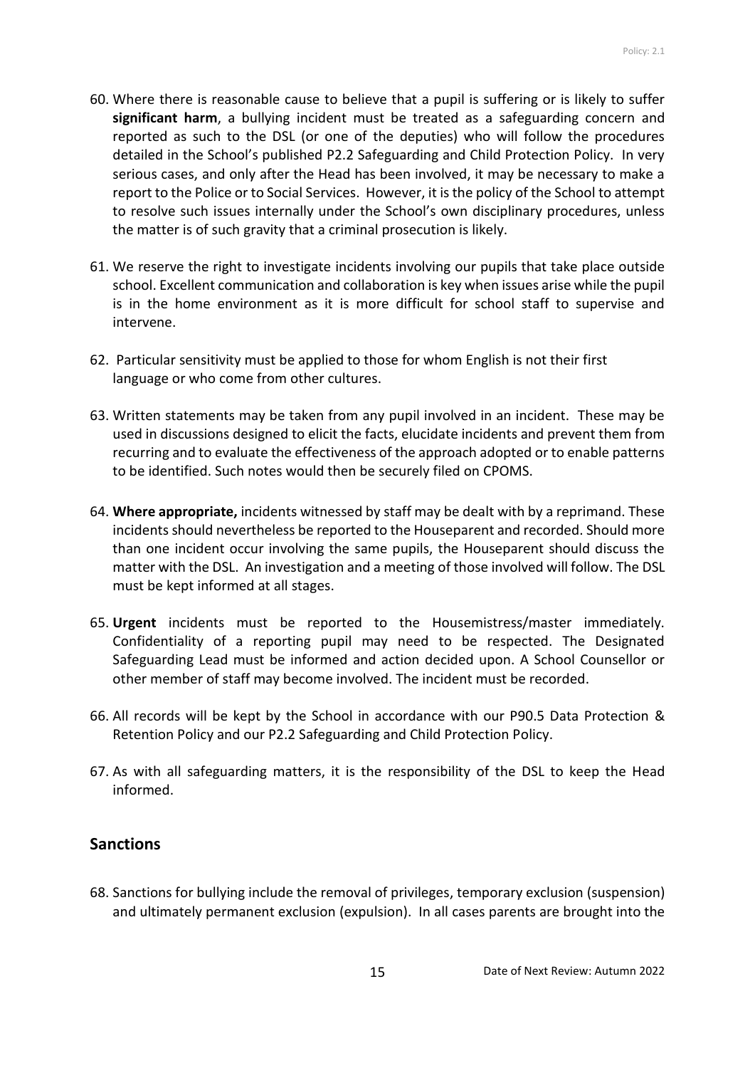60. Where there is reasonable cause to believe that a pupil is suffering or is likely to suffer **significant harm**, a bullying incident must be treated as a safeguarding concern and reported as such to the DSL (or one of the deputies) who will follow the procedures detailed in the School's published P2.2 Safeguarding and Child Protection Policy. In very serious cases, and only after the Head has been involved, it may be necessary to make a report to the Police or to Social Services. However, it is the policy of the School to attempt to resolve such issues internally under the School's own disciplinary procedures, unless the matter is of such gravity that a criminal prosecution is likely.

61. We reserve the right to investigate incidents involving our pupils that take place outside school. Excellent communication and collaboration is key when issues arise while the pupil is in the home environment as it is more difficult for school staff to supervise and intervene.

62. Particular sensitivity must be applied to those for whom English is not their first language or who come from other cultures.

63. Written statements may be taken from any pupil involved in an incident. These may be used in discussions designed to elicit the facts, elucidate incidents and prevent them from recurring and to evaluate the effectiveness of the approach adopted or to enable patterns to be identified. Such notes would then be securely filed on CPOMS.

64. **Where appropriate,** incidents witnessed by staff may be dealt with by a reprimand. These incidents should nevertheless be reported to the Houseparent and recorded. Should more than one incident occur involving the same pupils, the Houseparent should discuss the matter with the DSL. An investigation and a meeting of those involved will follow. The DSL must be kept informed at all stages.

65. **Urgent** incidents must be reported to the Housemistress/master immediately. Confidentiality of a reporting pupil may need to be respected. The Designated Safeguarding Lead must be informed and action decided upon. A School Counsellor or other member of staff may become involved. The incident must be recorded.

66. All records will be kept by the School in accordance with our P90.5 Data Protection & Retention Policy and our P2.2 Safeguarding and Child Protection Policy.

67. As with all safeguarding matters, it is the responsibility of the DSL to keep the Head informed.

## Sanctions

68. Sanctions for bullying include the removal of privileges, temporary exclusion (suspension) and ultimately permanent exclusion (expulsion). In all cases parents are brought into the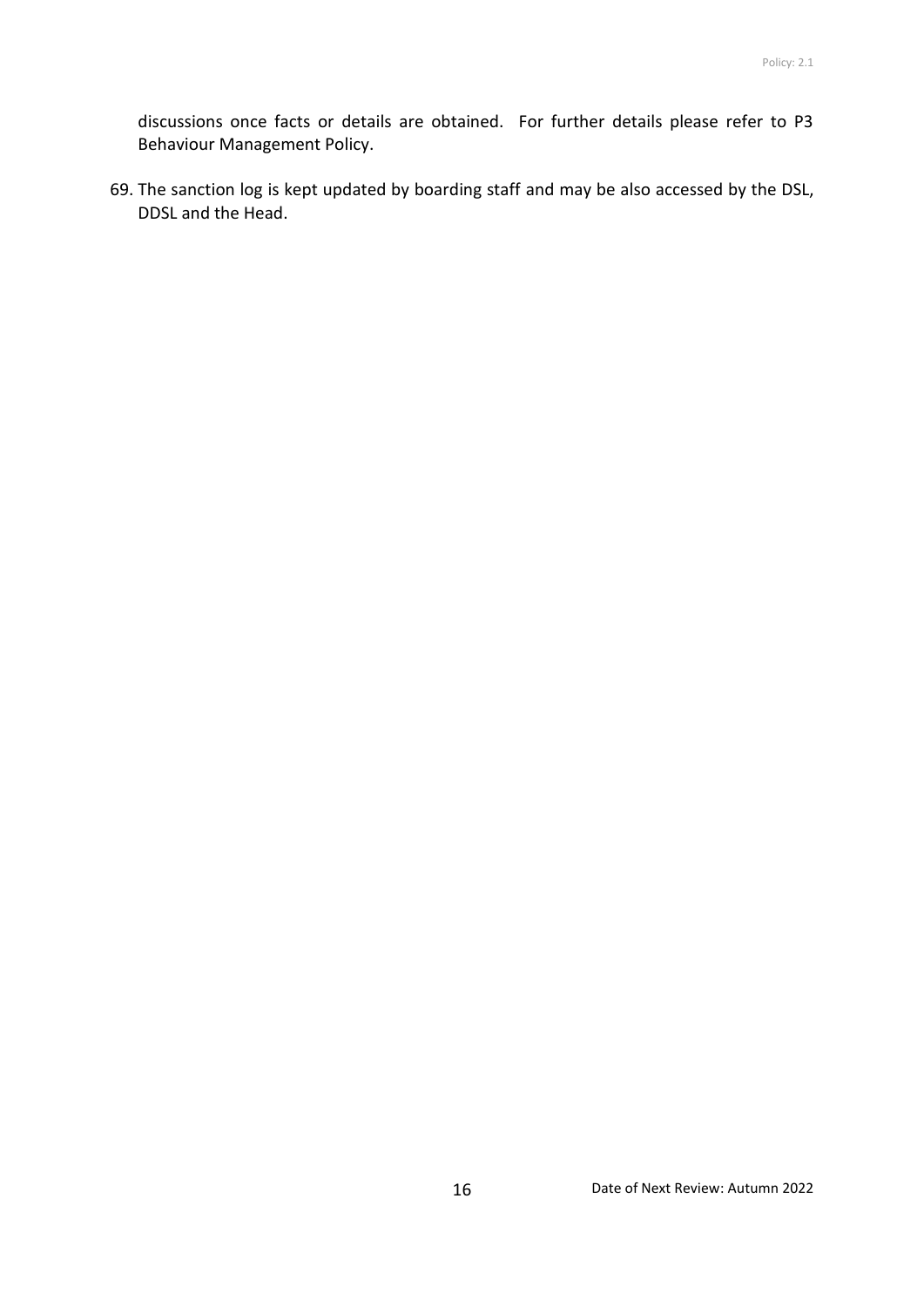discussions once facts or details are obtained. For further details please refer to P3 Behaviour Management Policy.

69. The sanction log is kept updated by boarding staff and may be also accessed by the DSL, DDSL and the Head.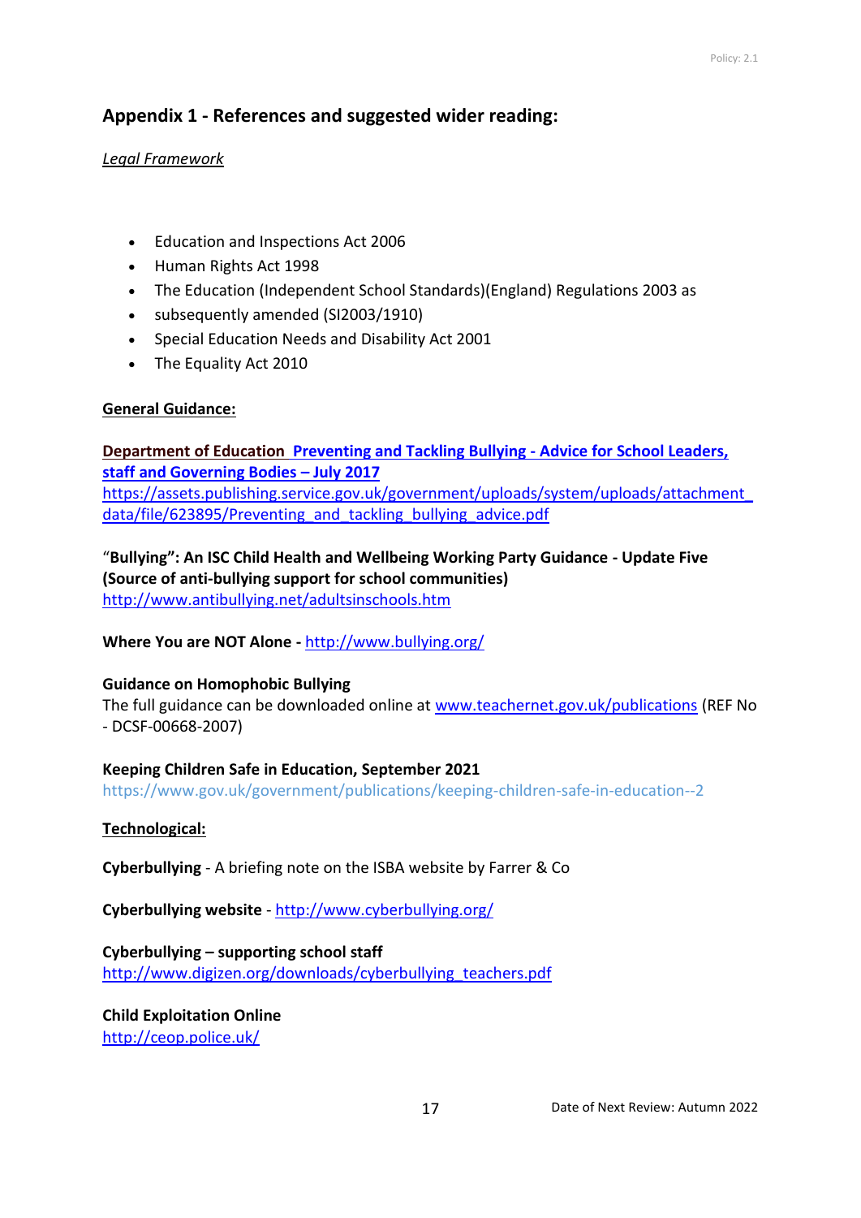## Appendix 1 - References and suggested wider reading:

*Legal Framework*

- Education and Inspections Act 2006
- Human Rights Act 1998
- The Education (Independent School Standards)(England) Regulations 2003 as
- subsequently amended (SI2003/1910)
- Special Education Needs and Disability Act 2001
- The Equality Act 2010

**General Guidance:**

**Department of Education Preventing and Tackling Bullying - Advice for School Leaders, staff and Governing Bodies – July 2017**
https://assets.publishing.service.gov.uk/government/uploads/system/uploads/attachment_data/file/623895/Preventing_and_tackling_bullying_advice.pdf

"**Bullying": An ISC Child Health and Wellbeing Working Party Guidance - Update Five (Source of anti-bullying support for school communities)**
http://www.antibullying.net/adultsinschools.htm

**Where You are NOT Alone -** http://www.bullying.org/

**Guidance on Homophobic Bullying**
The full guidance can be downloaded online at www.teachernet.gov.uk/publications (REF No - DCSF-00668-2007)

**Keeping Children Safe in Education, September 2021**
https://www.gov.uk/government/publications/keeping-children-safe-in-education--2

**Technological:**

**Cyberbullying** - A briefing note on the ISBA website by Farrer & Co

**Cyberbullying website** - http://www.cyberbullying.org/

**Cyberbullying – supporting school staff**
http://www.digizen.org/downloads/cyberbullying_teachers.pdf

**Child Exploitation Online**
http://ceop.police.uk/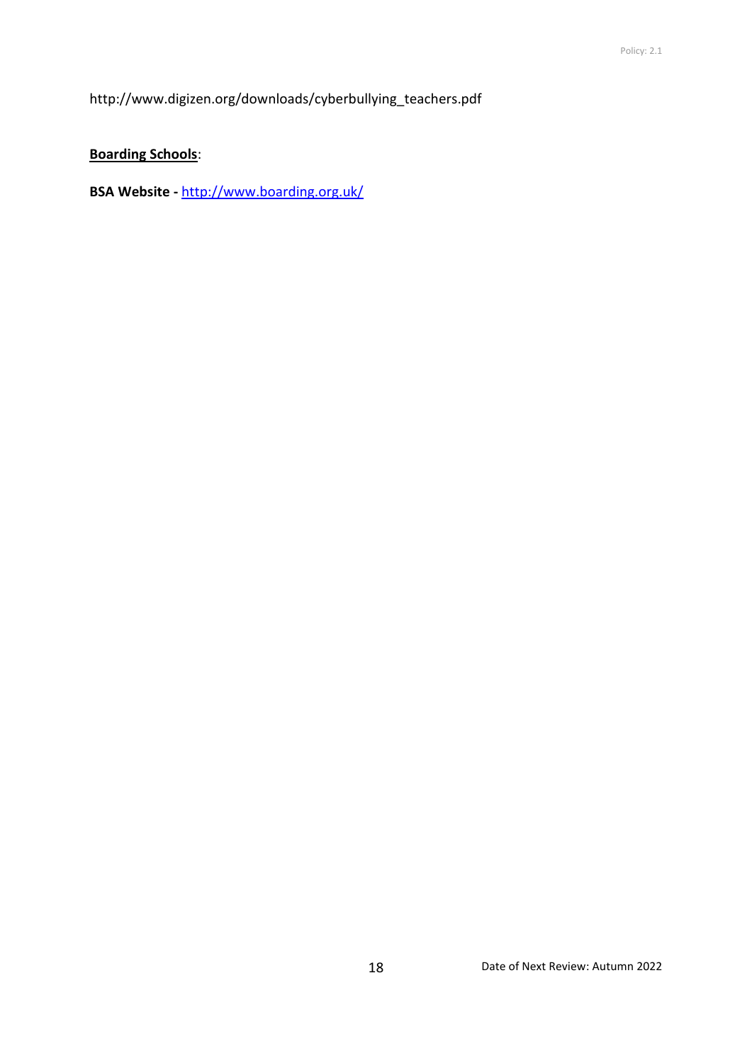http://www.digizen.org/downloads/cyberbullying_teachers.pdf

**Boarding Schools**:

**BSA Website -** http://www.boarding.org.uk/